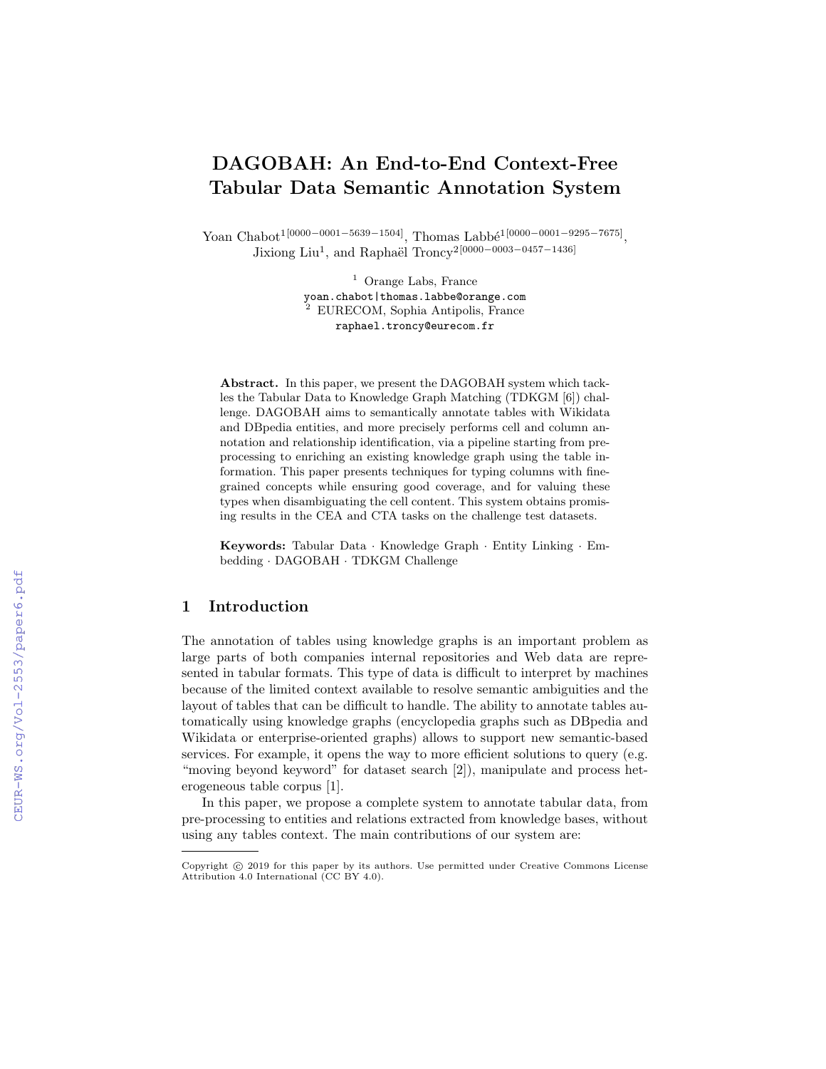# DAGOBAH: An End-to-End Context-Free Tabular Data Semantic Annotation System

Yoan Chabot[1] [0000-0001-5639-1504], Thomas Labbé[1] [0000-0001-9295-7675], Jixiong Liu[1], and Raphaël Troncy[2] [0000-0003-0457-1436]

[1] Orange Labs, France
yoan.chabot|thomas.labbe@orange.com
[2] EURECOM, Sophia Antipolis, France
raphael.troncy@eurecom.fr

**Abstract.** In this paper, we present the DAGOBAH system which tackles the Tabular Data to Knowledge Graph Matching (TDKGM [6]) challenge. DAGOBAH aims to semantically annotate tables with Wikidata and DBpedia entities, and more precisely performs cell and column annotation and relationship identification, via a pipeline starting from preprocessing to enriching an existing knowledge graph using the table information. This paper presents techniques for typing columns with fine-grained concepts while ensuring good coverage, and for valuing these types when disambiguating the cell content. This system obtains promising results in the CEA and CTA tasks on the challenge test datasets.

**Keywords:** Tabular Data · Knowledge Graph · Entity Linking · Embedding · DAGOBAH · TDKGM Challenge

## 1 Introduction

The annotation of tables using knowledge graphs is an important problem as large parts of both companies internal repositories and Web data are represented in tabular formats. This type of data is difficult to interpret by machines because of the limited context available to resolve semantic ambiguities and the layout of tables that can be difficult to handle. The ability to annotate tables automatically using knowledge graphs (encyclopedia graphs such as DBpedia and Wikidata or enterprise-oriented graphs) allows to support new semantic-based services. For example, it opens the way to more efficient solutions to query (e.g. "moving beyond keyword" for dataset search [2]), manipulate and process heterogeneous table corpus [1].

In this paper, we propose a complete system to annotate tabular data, from pre-processing to entities and relations extracted from knowledge bases, without using any tables context. The main contributions of our system are:

Copyright © 2019 for this paper by its authors. Use permitted under Creative Commons License Attribution 4.0 International (CC BY 4.0).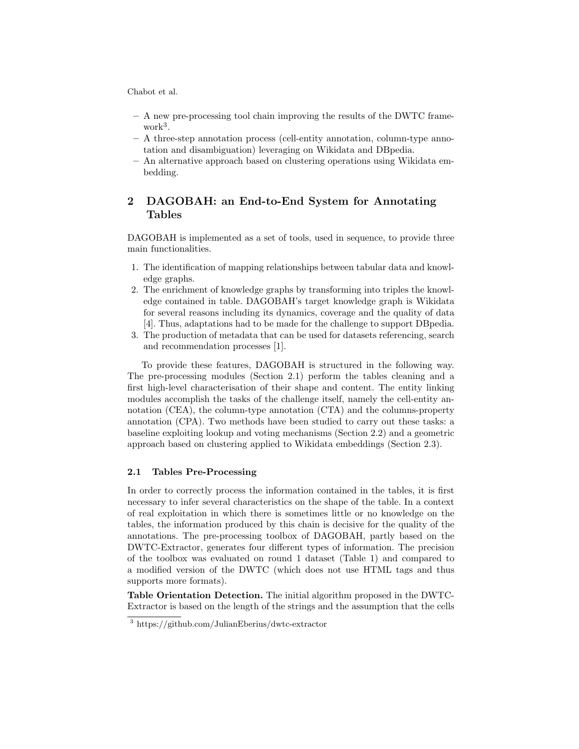- A new pre-processing tool chain improving the results of the DWTC framework[3].
- A three-step annotation process (cell-entity annotation, column-type annotation and disambiguation) leveraging on Wikidata and DBpedia.
- An alternative approach based on clustering operations using Wikidata embedding.

## 2 DAGOBAH: an End-to-End System for Annotating Tables

DAGOBAH is implemented as a set of tools, used in sequence, to provide three main functionalities.

1. The identification of mapping relationships between tabular data and knowledge graphs.
2. The enrichment of knowledge graphs by transforming into triples the knowledge contained in table. DAGOBAH's target knowledge graph is Wikidata for several reasons including its dynamics, coverage and the quality of data [4]. Thus, adaptations had to be made for the challenge to support DBpedia.
3. The production of metadata that can be used for datasets referencing, search and recommendation processes [1].

To provide these features, DAGOBAH is structured in the following way. The pre-processing modules (Section 2.1) perform the tables cleaning and a first high-level characterisation of their shape and content. The entity linking modules accomplish the tasks of the challenge itself, namely the cell-entity annotation (CEA), the column-type annotation (CTA) and the columns-property annotation (CPA). Two methods have been studied to carry out these tasks: a baseline exploiting lookup and voting mechanisms (Section 2.2) and a geometric approach based on clustering applied to Wikidata embeddings (Section 2.3).

### 2.1 Tables Pre-Processing

In order to correctly process the information contained in the tables, it is first necessary to infer several characteristics on the shape of the table. In a context of real exploitation in which there is sometimes little or no knowledge on the tables, the information produced by this chain is decisive for the quality of the annotations. The pre-processing toolbox of DAGOBAH, partly based on the DWTC-Extractor, generates four different types of information. The precision of the toolbox was evaluated on round 1 dataset (Table 1) and compared to a modified version of the DWTC (which does not use HTML tags and thus supports more formats).

**Table Orientation Detection.** The initial algorithm proposed in the DWTC-Extractor is based on the length of the strings and the assumption that the cells

[3] https://github.com/JulianEberius/dwtc-extractor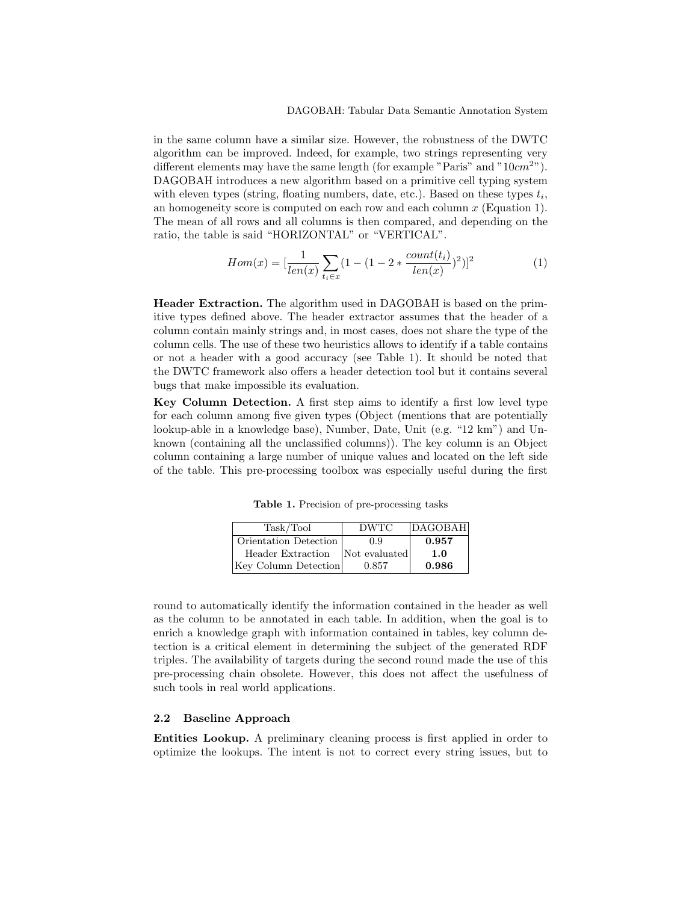in the same column have a similar size. However, the robustness of the DWTC algorithm can be improved. Indeed, for example, two strings representing very different elements may have the same length (for example "Paris" and "$10cm^2$"). DAGOBAH introduces a new algorithm based on a primitive cell typing system with eleven types (string, floating numbers, date, etc.). Based on these types $t_i$, an homogeneity score is computed on each row and each column $x$ (Equation 1). The mean of all rows and all columns is then compared, and depending on the ratio, the table is said "HORIZONTAL" or "VERTICAL".

$$Hom(x) = [\frac{1}{len(x)} \sum_{t_i \in x} (1 - (1 - 2 * \frac{count(t_i)}{len(x)})^2)]^2 \tag{1}$$

**Header Extraction.** The algorithm used in DAGOBAH is based on the primitive types defined above. The header extractor assumes that the header of a column contain mainly strings and, in most cases, does not share the type of the column cells. The use of these two heuristics allows to identify if a table contains or not a header with a good accuracy (see Table 1). It should be noted that the DWTC framework also offers a header detection tool but it contains several bugs that make impossible its evaluation.

**Key Column Detection.** A first step aims to identify a first low level type for each column among five given types (Object (mentions that are potentially lookup-able in a knowledge base), Number, Date, Unit (e.g. "12 km") and Unknown (containing all the unclassified columns)). The key column is an Object column containing a large number of unique values and located on the left side of the table. This pre-processing toolbox was especially useful during the first round to automatically identify the information contained in the header as well as the column to be annotated in each table. In addition, when the goal is to enrich a knowledge graph with information contained in tables, key column detection is a critical element in determining the subject of the generated RDF triples. The availability of targets during the second round made the use of this pre-processing chain obsolete. However, this does not affect the usefulness of such tools in real world applications.

**Table 1.** Precision of pre-processing tasks

| Task/Tool | DWTC | DAGOBAH |
|---|---|---|
| Orientation Detection | 0.9 | **0.957** |
| Header Extraction | Not evaluated | **1.0** |
| Key Column Detection | 0.857 | **0.986** |

### 2.2 Baseline Approach

**Entities Lookup.** A preliminary cleaning process is first applied in order to optimize the lookups. The intent is not to correct every string issues, but to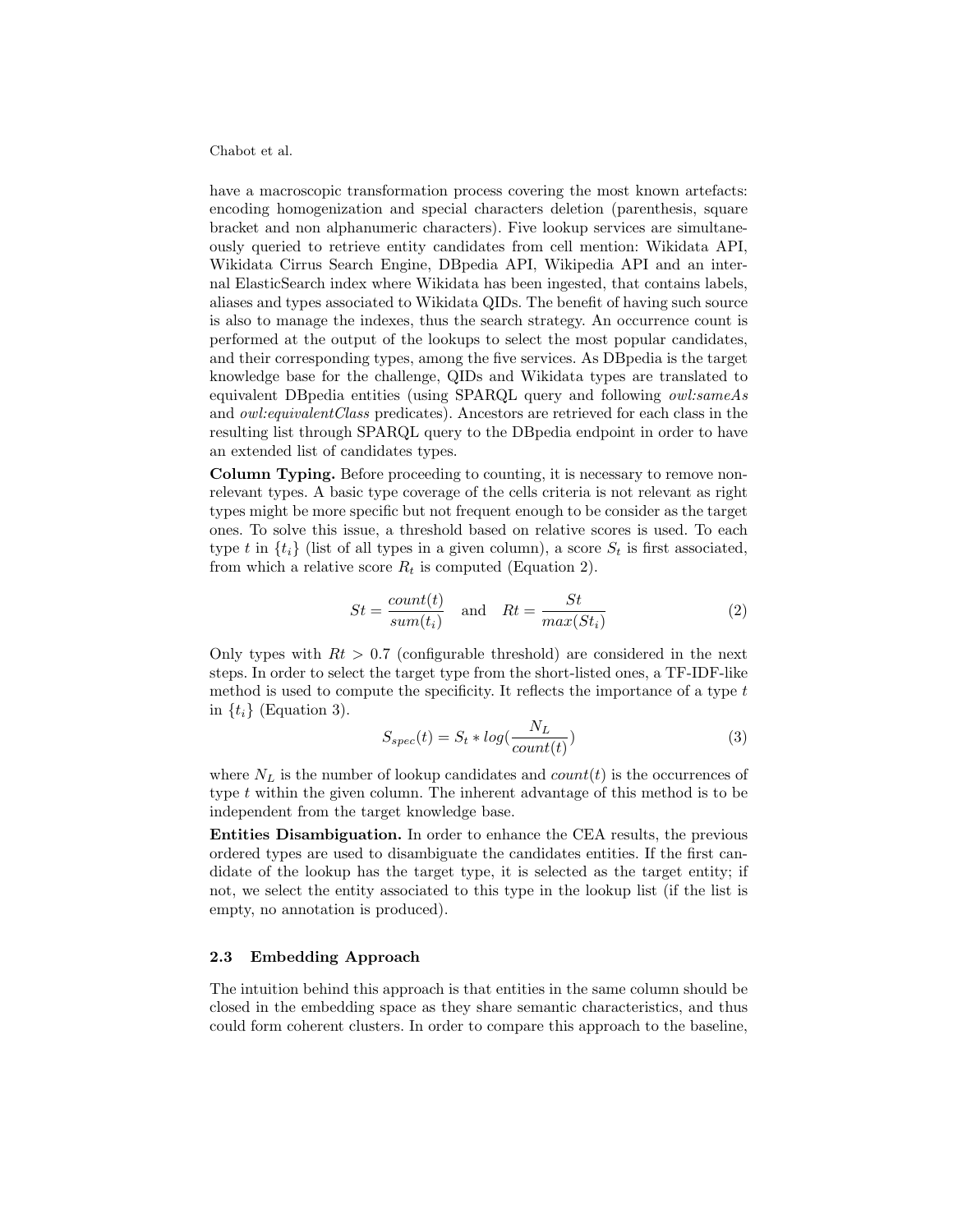have a macroscopic transformation process covering the most known artefacts: encoding homogenization and special characters deletion (parenthesis, square bracket and non alphanumeric characters). Five lookup services are simultaneously queried to retrieve entity candidates from cell mention: Wikidata API, Wikidata Cirrus Search Engine, DBpedia API, Wikipedia API and an internal ElasticSearch index where Wikidata has been ingested, that contains labels, aliases and types associated to Wikidata QIDs. The benefit of having such source is also to manage the indexes, thus the search strategy. An occurrence count is performed at the output of the lookups to select the most popular candidates, and their corresponding types, among the five services. As DBpedia is the target knowledge base for the challenge, QIDs and Wikidata types are translated to equivalent DBpedia entities (using SPARQL query and following *owl:sameAs* and *owl:equivalentClass* predicates). Ancestors are retrieved for each class in the resulting list through SPARQL query to the DBpedia endpoint in order to have an extended list of candidates types.

**Column Typing.** Before proceeding to counting, it is necessary to remove non-relevant types. A basic type coverage of the cells criteria is not relevant as right types might be more specific but not frequent enough to be consider as the target ones. To solve this issue, a threshold based on relative scores is used. To each type $t$ in $\{t_i\}$ (list of all types in a given column), a score $S_t$ is first associated, from which a relative score $R_t$ is computed (Equation 2).

$$St = \frac{count(t)}{sum(t_i)} \quad \text{and} \quad Rt = \frac{St}{max(St_i)} \tag{2}$$

Only types with $Rt > 0.7$ (configurable threshold) are considered in the next steps. In order to select the target type from the short-listed ones, a TF-IDF-like method is used to compute the specificity. It reflects the importance of a type $t$ in $\{t_i\}$ (Equation 3).

$$S_{spec}(t) = S_t * log(\frac{N_L}{count(t)}) \tag{3}$$

where $N_L$ is the number of lookup candidates and $count(t)$ is the occurrences of type $t$ within the given column. The inherent advantage of this method is to be independent from the target knowledge base.

**Entities Disambiguation.** In order to enhance the CEA results, the previous ordered types are used to disambiguate the candidates entities. If the first candidate of the lookup has the target type, it is selected as the target entity; if not, we select the entity associated to this type in the lookup list (if the list is empty, no annotation is produced).

### 2.3 Embedding Approach

The intuition behind this approach is that entities in the same column should be closed in the embedding space as they share semantic characteristics, and thus could form coherent clusters. In order to compare this approach to the baseline,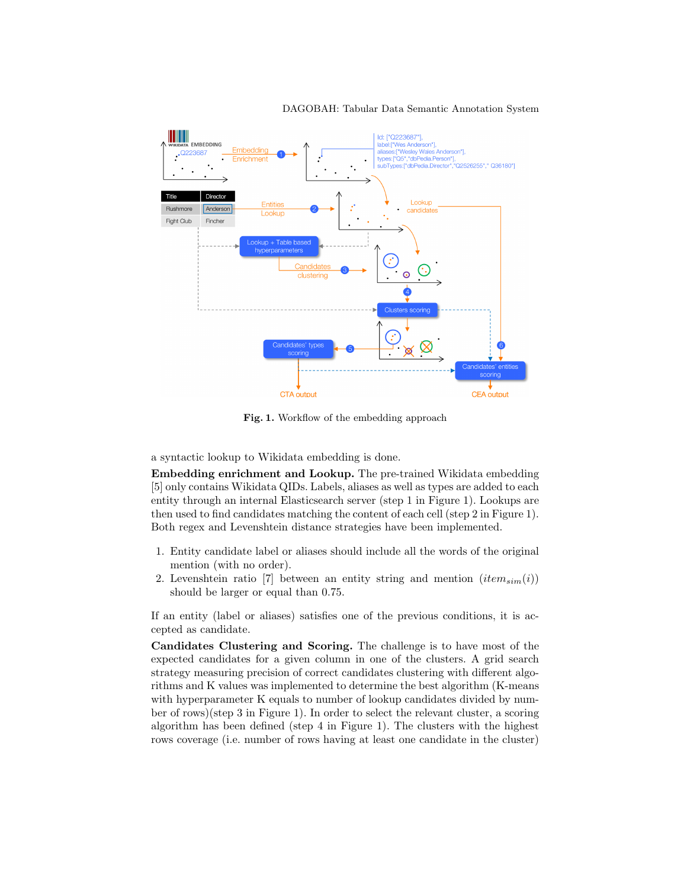**Fig. 1.** Workflow of the embedding approach

a syntactic lookup to Wikidata embedding is done.

**Embedding enrichment and Lookup.** The pre-trained Wikidata embedding [5] only contains Wikidata QIDs. Labels, aliases as well as types are added to each entity through an internal Elasticsearch server (step 1 in Figure 1). Lookups are then used to find candidates matching the content of each cell (step 2 in Figure 1). Both regex and Levenshtein distance strategies have been implemented.

1. Entity candidate label or aliases should include all the words of the original mention (with no order).
2. Levenshtein ratio [7] between an entity string and mention ($item_{sim}(i)$) should be larger or equal than 0.75.

If an entity (label or aliases) satisfies one of the previous conditions, it is accepted as candidate.

**Candidates Clustering and Scoring.** The challenge is to have most of the expected candidates for a given column in one of the clusters. A grid search strategy measuring precision of correct candidates clustering with different algorithms and K values was implemented to determine the best algorithm (K-means with hyperparameter K equals to number of lookup candidates divided by number of rows)(step 3 in Figure 1). In order to select the relevant cluster, a scoring algorithm has been defined (step 4 in Figure 1). The clusters with the highest rows coverage (i.e. number of rows having at least one candidate in the cluster)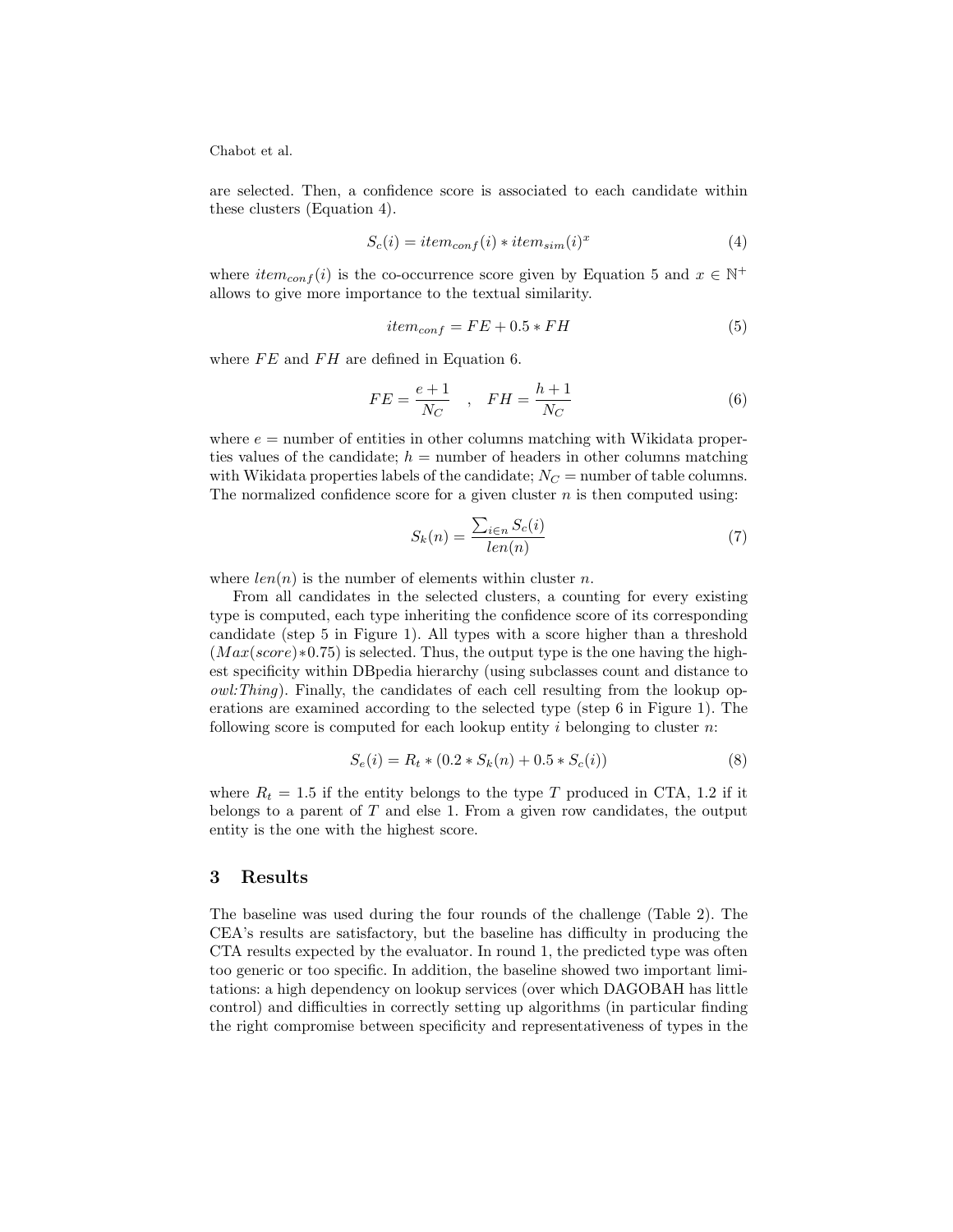are selected. Then, a confidence score is associated to each candidate within these clusters (Equation 4).

$$S_c(i) = item_{conf}(i) * item_{sim}(i)^x \tag{4}$$

where $item_{conf}(i)$ is the co-occurrence score given by Equation 5 and $x \in \mathbb{N}^+$ allows to give more importance to the textual similarity.

$$item_{conf} = FE + 0.5 * FH \tag{5}$$

where $FE$ and $FH$ are defined in Equation 6.

$$FE = \frac{e+1}{N_C} \quad , \quad FH = \frac{h+1}{N_C} \tag{6}$$

where $e$ = number of entities in other columns matching with Wikidata properties values of the candidate; $h$ = number of headers in other columns matching with Wikidata properties labels of the candidate; $N_C$ = number of table columns. The normalized confidence score for a given cluster $n$ is then computed using:

$$S_k(n) = \frac{\sum_{i \in n} S_c(i)}{len(n)} \tag{7}$$

where $len(n)$ is the number of elements within cluster $n$.

From all candidates in the selected clusters, a counting for every existing type is computed, each type inheriting the confidence score of its corresponding candidate (step 5 in Figure 1). All types with a score higher than a threshold ($Max(score)*0.75$) is selected. Thus, the output type is the one having the highest specificity within DBpedia hierarchy (using subclasses count and distance to *owl:Thing*). Finally, the candidates of each cell resulting from the lookup operations are examined according to the selected type (step 6 in Figure 1). The following score is computed for each lookup entity $i$ belonging to cluster $n$:

$$S_e(i) = R_t * (0.2 * S_k(n) + 0.5 * S_c(i)) \tag{8}$$

where $R_t = 1.5$ if the entity belongs to the type $T$ produced in CTA, 1.2 if it belongs to a parent of $T$ and else 1. From a given row candidates, the output entity is the one with the highest score.

## 3 Results

The baseline was used during the four rounds of the challenge (Table 2). The CEA's results are satisfactory, but the baseline has difficulty in producing the CTA results expected by the evaluator. In round 1, the predicted type was often too generic or too specific. In addition, the baseline showed two important limitations: a high dependency on lookup services (over which DAGOBAH has little control) and difficulties in correctly setting up algorithms (in particular finding the right compromise between specificity and representativeness of types in the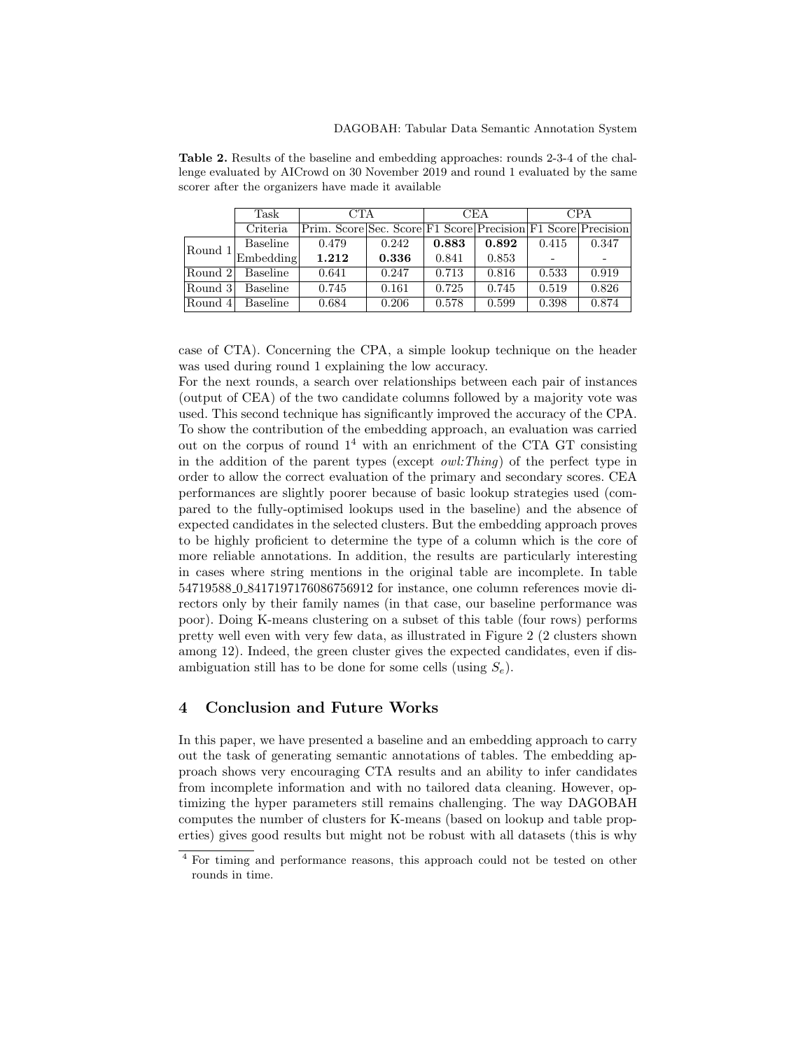**Table 2.** Results of the baseline and embedding approaches: rounds 2-3-4 of the challenge evaluated by AICrowd on 30 November 2019 and round 1 evaluated by the same scorer after the organizers have made it available

| | Task | CTA | | CEA | | CPA | |
|---|---|---|---|---|---|---|---|
| | Criteria | Prim. Score | Sec. Score | F1 Score | Precision | F1 Score | Precision |
| Round 1 | Baseline | 0.479 | 0.242 | **0.883** | **0.892** | 0.415 | 0.347 |
| | Embedding | **1.212** | **0.336** | 0.841 | 0.853 | - | - |
| Round 2 | Baseline | 0.641 | 0.247 | 0.713 | 0.816 | 0.533 | 0.919 |
| Round 3 | Baseline | 0.745 | 0.161 | 0.725 | 0.745 | 0.519 | 0.826 |
| Round 4 | Baseline | 0.684 | 0.206 | 0.578 | 0.599 | 0.398 | 0.874 |

case of CTA). Concerning the CPA, a simple lookup technique on the header was used during round 1 explaining the low accuracy.

For the next rounds, a search over relationships between each pair of instances (output of CEA) of the two candidate columns followed by a majority vote was used. This second technique has significantly improved the accuracy of the CPA. To show the contribution of the embedding approach, an evaluation was carried out on the corpus of round 1[4] with an enrichment of the CTA GT consisting in the addition of the parent types (except *owl:Thing*) of the perfect type in order to allow the correct evaluation of the primary and secondary scores. CEA performances are slightly poorer because of basic lookup strategies used (compared to the fully-optimised lookups used in the baseline) and the absence of expected candidates in the selected clusters. But the embedding approach proves to be highly proficient to determine the type of a column which is the core of more reliable annotations. In addition, the results are particularly interesting in cases where string mentions in the original table are incomplete. In table 54719588_0_8417197176086756912 for instance, one column references movie directors only by their family names (in that case, our baseline performance was poor). Doing K-means clustering on a subset of this table (four rows) performs pretty well even with very few data, as illustrated in Figure 2 (2 clusters shown among 12). Indeed, the green cluster gives the expected candidates, even if disambiguation still has to be done for some cells (using $S_e$).

## 4 Conclusion and Future Works

In this paper, we have presented a baseline and an embedding approach to carry out the task of generating semantic annotations of tables. The embedding approach shows very encouraging CTA results and an ability to infer candidates from incomplete information and with no tailored data cleaning. However, optimizing the hyper parameters still remains challenging. The way DAGOBAH computes the number of clusters for K-means (based on lookup and table properties) gives good results but might not be robust with all datasets (this is why

[4] For timing and performance reasons, this approach could not be tested on other rounds in time.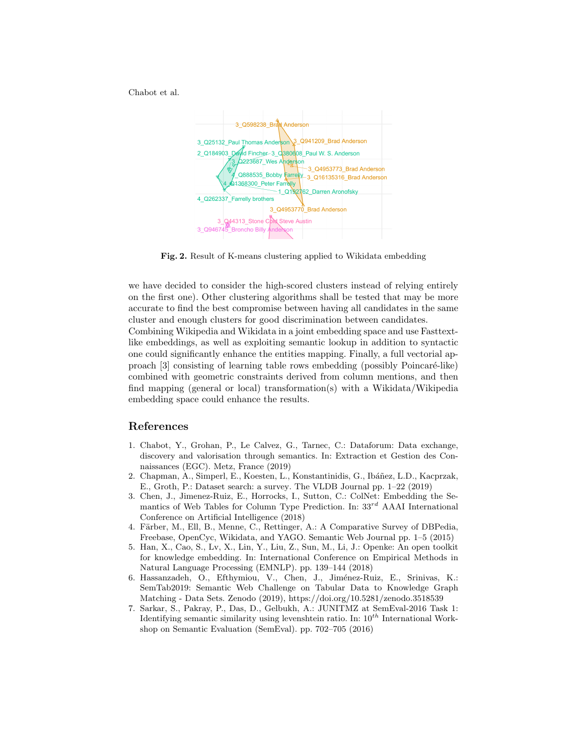3_Q598238_Brad Anderson
3_Q25132_Paul Thomas Anderson
3_Q941209_Brad Anderson
2_Q184903_David Fincher
3_Q380608_Paul W. S. Anderson
3_Q223687_Wes Anderson
3_Q4953773_Brad Anderson
4_Q888535_Bobby Farrelly
3_Q16135316_Brad Anderson
4_Q1368300_Peter Farrelly
1_Q192762_Darren Aronofsky
4_Q262337_Farrelly brothers
3_Q4953770_Brad Anderson
3_Q44313_Stone Cold Steve Austin
3_Q946745_Broncho Billy Anderson

**Fig. 2.** Result of K-means clustering applied to Wikidata embedding

we have decided to consider the high-scored clusters instead of relying entirely on the first one). Other clustering algorithms shall be tested that may be more accurate to find the best compromise between having all candidates in the same cluster and enough clusters for good discrimination between candidates. Combining Wikipedia and Wikidata in a joint embedding space and use Fasttext-like embeddings, as well as exploiting semantic lookup in addition to syntactic one could significantly enhance the entities mapping. Finally, a full vectorial approach [3] consisting of learning table rows embedding (possibly Poincaré-like) combined with geometric constraints derived from column mentions, and then find mapping (general or local) transformation(s) with a Wikidata/Wikipedia embedding space could enhance the results.

## References

1. Chabot, Y., Grohan, P., Le Calvez, G., Tarnec, C.: Dataforum: Data exchange, discovery and valorisation through semantics. In: Extraction et Gestion des Connaissances (EGC). Metz, France (2019)
2. Chapman, A., Simperl, E., Koesten, L., Konstantinidis, G., Ibáñez, L.D., Kacprzak, E., Groth, P.: Dataset search: a survey. The VLDB Journal pp. 1–22 (2019)
3. Chen, J., Jimenez-Ruiz, E., Horrocks, I., Sutton, C.: ColNet: Embedding the Semantics of Web Tables for Column Type Prediction. In: $33^{rd}$ AAAI International Conference on Artificial Intelligence (2018)
4. Färber, M., Ell, B., Menne, C., Rettinger, A.: A Comparative Survey of DBPedia, Freebase, OpenCyc, Wikidata, and YAGO. Semantic Web Journal pp. 1–5 (2015)
5. Han, X., Cao, S., Lv, X., Lin, Y., Liu, Z., Sun, M., Li, J.: Openke: An open toolkit for knowledge embedding. In: International Conference on Empirical Methods in Natural Language Processing (EMNLP). pp. 139–144 (2018)
6. Hassanzadeh, O., Efthymiou, V., Chen, J., Jiménez-Ruiz, E., Srinivas, K.: SemTab2019: Semantic Web Challenge on Tabular Data to Knowledge Graph Matching - Data Sets. Zenodo (2019), https://doi.org/10.5281/zenodo.3518539
7. Sarkar, S., Pakray, P., Das, D., Gelbukh, A.: JUNITMZ at SemEval-2016 Task 1: Identifying semantic similarity using levenshtein ratio. In: $10^{th}$ International Workshop on Semantic Evaluation (SemEval). pp. 702–705 (2016)